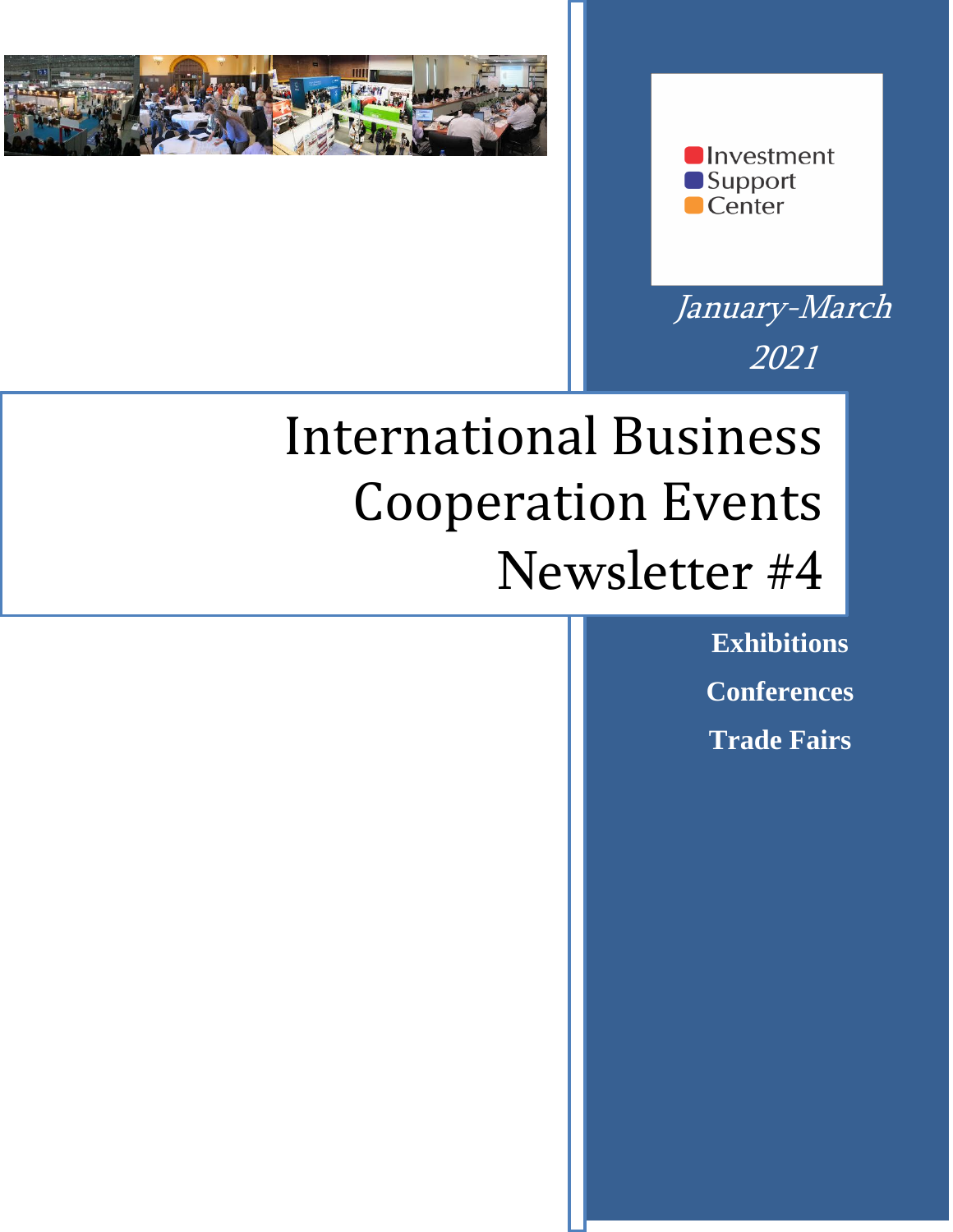Investment Support Center

*January-March 2021*

# International Business Cooperation Events Newsletter #4

**Exhibitions**

**Conferences**

**Trade Fairs**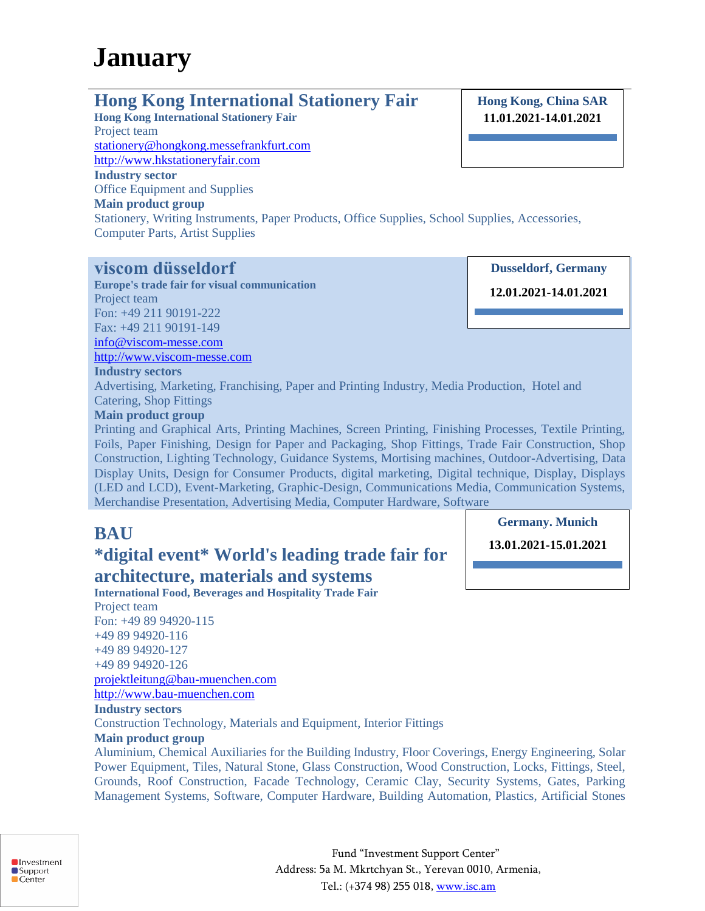# January

## Hong Kong International Stationery Fair

**Hong Kong, China SAR**
**11.01.2021-14.01.2021**

**Hong Kong International Stationery Fair**
Project team
stationery@hongkong.messefrankfurt.com
http://www.hkstationeryfair.com

**Industry sector**
Office Equipment and Supplies

**Main product group**
Stationery, Writing Instruments, Paper Products, Office Supplies, School Supplies, Accessories, Computer Parts, Artist Supplies

## viscom düsseldorf

**Dusseldorf, Germany**
**12.01.2021-14.01.2021**

**Europe's trade fair for visual communication**
Project team
Fon: +49 211 90191-222
Fax: +49 211 90191-149
info@viscom-messe.com
http://www.viscom-messe.com

**Industry sectors**
Advertising, Marketing, Franchising, Paper and Printing Industry, Media Production, Hotel and Catering, Shop Fittings

**Main product group**
Printing and Graphical Arts, Printing Machines, Screen Printing, Finishing Processes, Textile Printing, Foils, Paper Finishing, Design for Paper and Packaging, Shop Fittings, Trade Fair Construction, Shop Construction, Lighting Technology, Guidance Systems, Mortising machines, Outdoor-Advertising, Data Display Units, Design for Consumer Products, digital marketing, Digital technique, Display, Displays (LED and LCD), Event-Marketing, Graphic-Design, Communications Media, Communication Systems, Merchandise Presentation, Advertising Media, Computer Hardware, Software

## BAU
## *digital event* World's leading trade fair for architecture, materials and systems

**Germany. Munich**
**13.01.2021-15.01.2021**

**International Food, Beverages and Hospitality Trade Fair**
Project team
Fon: +49 89 94920-115
+49 89 94920-116
+49 89 94920-127
+49 89 94920-126
projektleitung@bau-muenchen.com
http://www.bau-muenchen.com

**Industry sectors**
Construction Technology, Materials and Equipment, Interior Fittings

**Main product group**
Aluminium, Chemical Auxiliaries for the Building Industry, Floor Coverings, Energy Engineering, Solar Power Equipment, Tiles, Natural Stone, Glass Construction, Wood Construction, Locks, Fittings, Steel, Grounds, Roof Construction, Facade Technology, Ceramic Clay, Security Systems, Gates, Parking Management Systems, Software, Computer Hardware, Building Automation, Plastics, Artificial Stones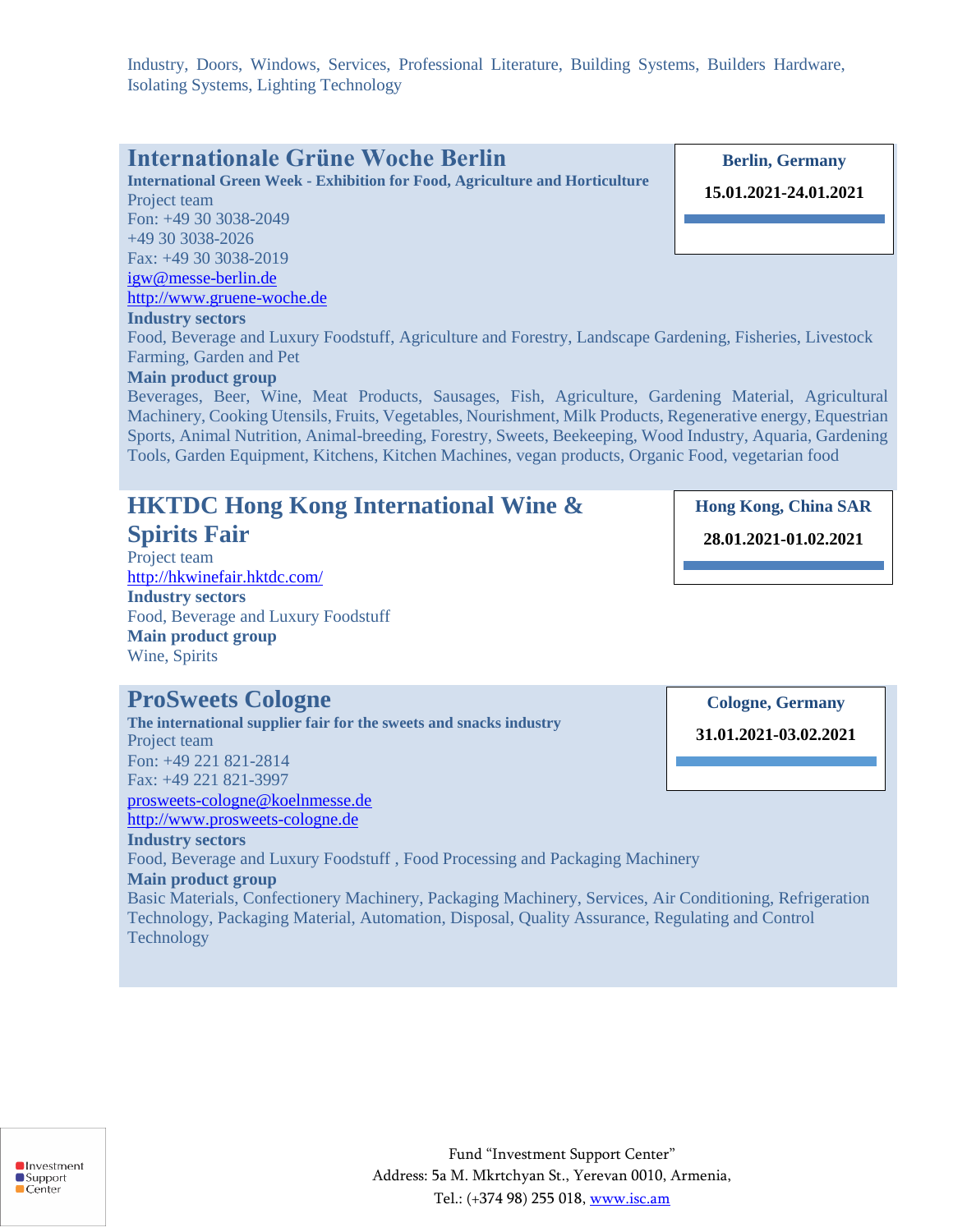Industry, Doors, Windows, Services, Professional Literature, Building Systems, Builders Hardware, Isolating Systems, Lighting Technology

## Internationale Grüne Woche Berlin

**Berlin, Germany**

**15.01.2021-24.01.2021**

**International Green Week - Exhibition for Food, Agriculture and Horticulture**

Project team
Fon: +49 30 3038-2049
+49 30 3038-2026
Fax: +49 30 3038-2019
igw@messe-berlin.de
http://www.gruene-woche.de

**Industry sectors**

Food, Beverage and Luxury Foodstuff, Agriculture and Forestry, Landscape Gardening, Fisheries, Livestock Farming, Garden and Pet

**Main product group**

Beverages, Beer, Wine, Meat Products, Sausages, Fish, Agriculture, Gardening Material, Agricultural Machinery, Cooking Utensils, Fruits, Vegetables, Nourishment, Milk Products, Regenerative energy, Equestrian Sports, Animal Nutrition, Animal-breeding, Forestry, Sweets, Beekeeping, Wood Industry, Aquaria, Gardening Tools, Garden Equipment, Kitchens, Kitchen Machines, vegan products, Organic Food, vegetarian food

## HKTDC Hong Kong International Wine & Spirits Fair

**Hong Kong, China SAR**

**28.01.2021-01.02.2021**

Project team
http://hkwinefair.hktdc.com/

**Industry sectors**

Food, Beverage and Luxury Foodstuff

**Main product group**

Wine, Spirits

## ProSweets Cologne

**Cologne, Germany**

**31.01.2021-03.02.2021**

**The international supplier fair for the sweets and snacks industry**

Project team
Fon: +49 221 821-2814
Fax: +49 221 821-3997
prosweets-cologne@koelnmesse.de
http://www.prosweets-cologne.de

**Industry sectors**

Food, Beverage and Luxury Foodstuff , Food Processing and Packaging Machinery

**Main product group**

Basic Materials, Confectionery Machinery, Packaging Machinery, Services, Air Conditioning, Refrigeration Technology, Packaging Material, Automation, Disposal, Quality Assurance, Regulating and Control Technology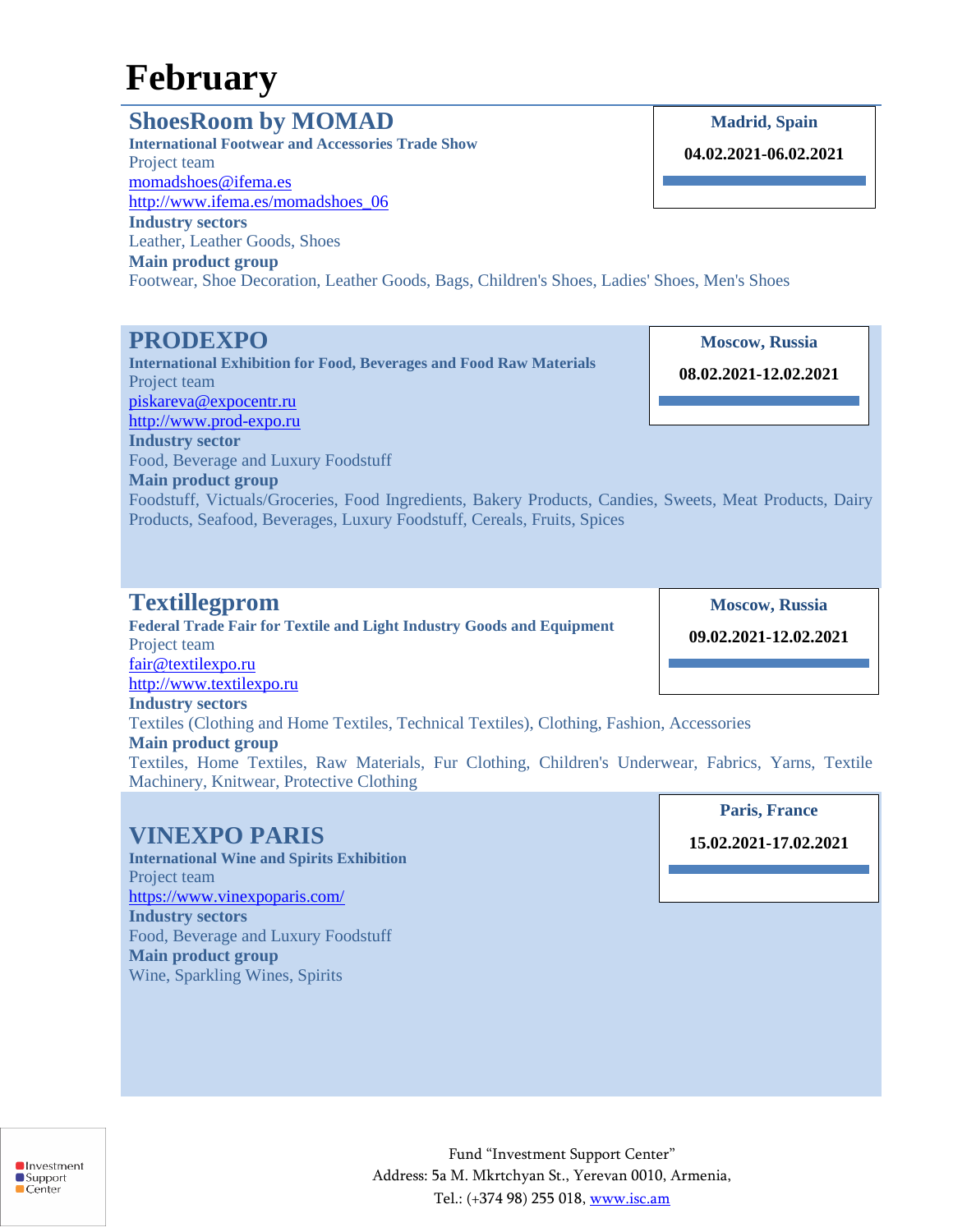# February

## ShoesRoom by MOMAD

**Madrid, Spain**

**04.02.2021-06.02.2021**

**International Footwear and Accessories Trade Show**

Project team

momadshoes@ifema.es

http://www.ifema.es/momadshoes_06

**Industry sectors**

Leather, Leather Goods, Shoes

**Main product group**

Footwear, Shoe Decoration, Leather Goods, Bags, Children's Shoes, Ladies' Shoes, Men's Shoes

## PRODEXPO

**Moscow, Russia**

**08.02.2021-12.02.2021**

**International Exhibition for Food, Beverages and Food Raw Materials**

Project team

piskareva@expocentr.ru

http://www.prod-expo.ru

**Industry sector**

Food, Beverage and Luxury Foodstuff

**Main product group**

Foodstuff, Victuals/Groceries, Food Ingredients, Bakery Products, Candies, Sweets, Meat Products, Dairy Products, Seafood, Beverages, Luxury Foodstuff, Cereals, Fruits, Spices

## Textillegprom

**Moscow, Russia**

**09.02.2021-12.02.2021**

**Federal Trade Fair for Textile and Light Industry Goods and Equipment**

Project team

fair@textilexpo.ru

http://www.textilexpo.ru

**Industry sectors**

Textiles (Clothing and Home Textiles, Technical Textiles), Clothing, Fashion, Accessories

**Main product group**

Textiles, Home Textiles, Raw Materials, Fur Clothing, Children's Underwear, Fabrics, Yarns, Textile Machinery, Knitwear, Protective Clothing

## VINEXPO PARIS

**Paris, France**

**15.02.2021-17.02.2021**

**International Wine and Spirits Exhibition**

Project team

https://www.vinexpoparis.com/

**Industry sectors**

Food, Beverage and Luxury Foodstuff

**Main product group**

Wine, Sparkling Wines, Spirits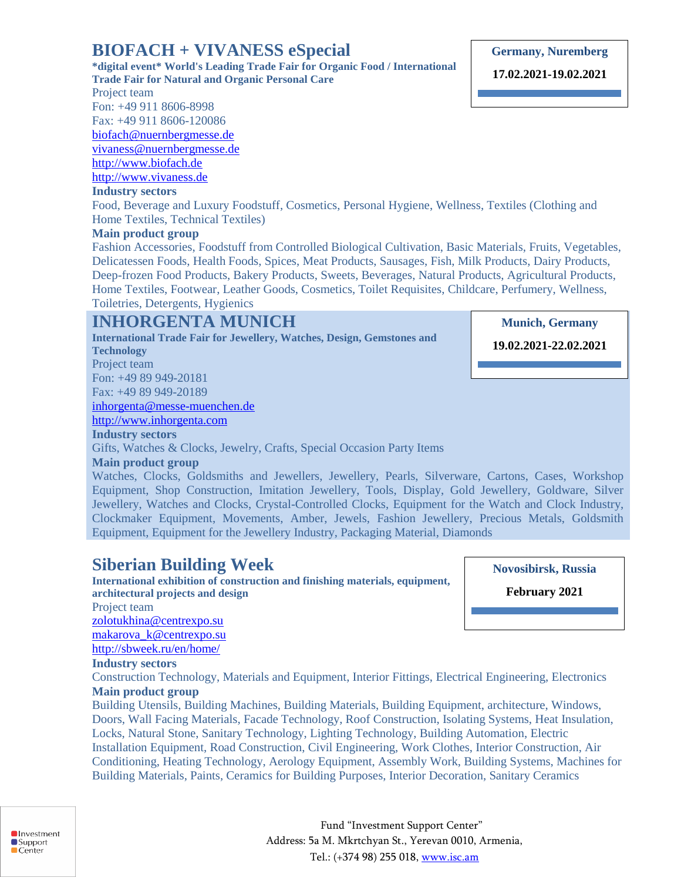## BIOFACH + VIVANESS eSpecial

**Germany, Nuremberg**

**17.02.2021-19.02.2021**

**\*digital event\* World's Leading Trade Fair for Organic Food / International Trade Fair for Natural and Organic Personal Care**

Project team
Fon: +49 911 8606-8998
Fax: +49 911 8606-120086
biofach@nuernbergmesse.de
vivaness@nuernbergmesse.de
http://www.biofach.de
http://www.vivaness.de

**Industry sectors**

Food, Beverage and Luxury Foodstuff, Cosmetics, Personal Hygiene, Wellness, Textiles (Clothing and Home Textiles, Technical Textiles)

**Main product group**

Fashion Accessories, Foodstuff from Controlled Biological Cultivation, Basic Materials, Fruits, Vegetables, Delicatessen Foods, Health Foods, Spices, Meat Products, Sausages, Fish, Milk Products, Dairy Products, Deep-frozen Food Products, Bakery Products, Sweets, Beverages, Natural Products, Agricultural Products, Home Textiles, Footwear, Leather Goods, Cosmetics, Toilet Requisites, Childcare, Perfumery, Wellness, Toiletries, Detergents, Hygienics

## INHORGENTA MUNICH

**Munich, Germany**

**19.02.2021-22.02.2021**

**International Trade Fair for Jewellery, Watches, Design, Gemstones and Technology**

Project team
Fon: +49 89 949-20181
Fax: +49 89 949-20189
inhorgenta@messe-muenchen.de
http://www.inhorgenta.com

**Industry sectors**

Gifts, Watches & Clocks, Jewelry, Crafts, Special Occasion Party Items

**Main product group**

Watches, Clocks, Goldsmiths and Jewellers, Jewellery, Pearls, Silverware, Cartons, Cases, Workshop Equipment, Shop Construction, Imitation Jewellery, Tools, Display, Gold Jewellery, Goldware, Silver Jewellery, Watches and Clocks, Crystal-Controlled Clocks, Equipment for the Watch and Clock Industry, Clockmaker Equipment, Movements, Amber, Jewels, Fashion Jewellery, Precious Metals, Goldsmith Equipment, Equipment for the Jewellery Industry, Packaging Material, Diamonds

## Siberian Building Week

**Novosibirsk, Russia**

**February 2021**

**International exhibition of construction and finishing materials, equipment, architectural projects and design**

Project team
zolotukhina@centrexpo.su
makarova_k@centrexpo.su
http://sbweek.ru/en/home/

**Industry sectors**

Construction Technology, Materials and Equipment, Interior Fittings, Electrical Engineering, Electronics

**Main product group**

Building Utensils, Building Machines, Building Materials, Building Equipment, architecture, Windows, Doors, Wall Facing Materials, Facade Technology, Roof Construction, Isolating Systems, Heat Insulation, Locks, Natural Stone, Sanitary Technology, Lighting Technology, Building Automation, Electric Installation Equipment, Road Construction, Civil Engineering, Work Clothes, Interior Construction, Air Conditioning, Heating Technology, Aerology Equipment, Assembly Work, Building Systems, Machines for Building Materials, Paints, Ceramics for Building Purposes, Interior Decoration, Sanitary Ceramics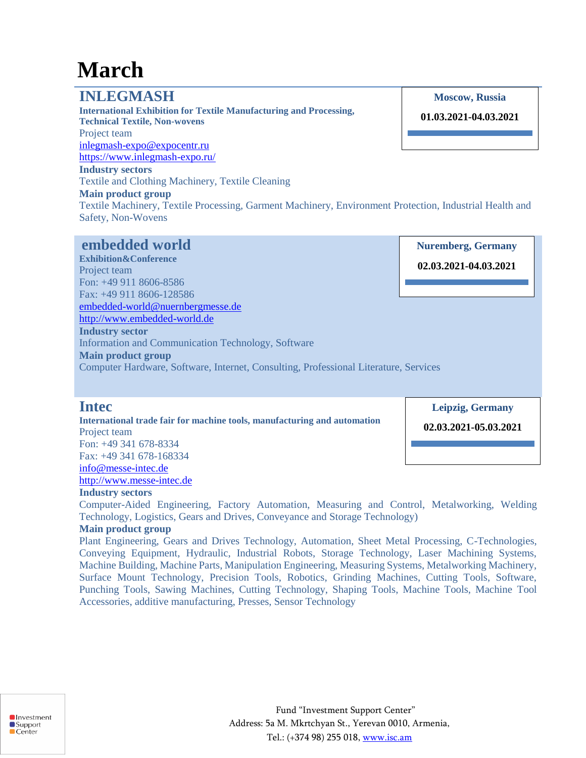# March

## INLEGMASH

**Moscow, Russia**

**01.03.2021-04.03.2021**

**International Exhibition for Textile Manufacturing and Processing, Technical Textile, Non-wovens**

Project team

inlegmash-expo@expocentr.ru

https://www.inlegmash-expo.ru/

**Industry sectors**

Textile and Clothing Machinery, Textile Cleaning

**Main product group**

Textile Machinery, Textile Processing, Garment Machinery, Environment Protection, Industrial Health and Safety, Non-Wovens

## embedded world

**Nuremberg, Germany**

**02.03.2021-04.03.2021**

**Exhibition&Conference**

Project team

Fon: +49 911 8606-8586

Fax: +49 911 8606-128586

embedded-world@nuernbergmesse.de

http://www.embedded-world.de

**Industry sector**

Information and Communication Technology, Software

**Main product group**

Computer Hardware, Software, Internet, Consulting, Professional Literature, Services

## Intec

**Leipzig, Germany**

**02.03.2021-05.03.2021**

**International trade fair for machine tools, manufacturing and automation**

Project team

Fon: +49 341 678-8334

Fax: +49 341 678-168334

info@messe-intec.de

http://www.messe-intec.de

**Industry sectors**

Computer-Aided Engineering, Factory Automation, Measuring and Control, Metalworking, Welding Technology, Logistics, Gears and Drives, Conveyance and Storage Technology)

**Main product group**

Plant Engineering, Gears and Drives Technology, Automation, Sheet Metal Processing, C-Technologies, Conveying Equipment, Hydraulic, Industrial Robots, Storage Technology, Laser Machining Systems, Machine Building, Machine Parts, Manipulation Engineering, Measuring Systems, Metalworking Machinery, Surface Mount Technology, Precision Tools, Robotics, Grinding Machines, Cutting Tools, Software, Punching Tools, Sawing Machines, Cutting Technology, Shaping Tools, Machine Tools, Machine Tool Accessories, additive manufacturing, Presses, Sensor Technology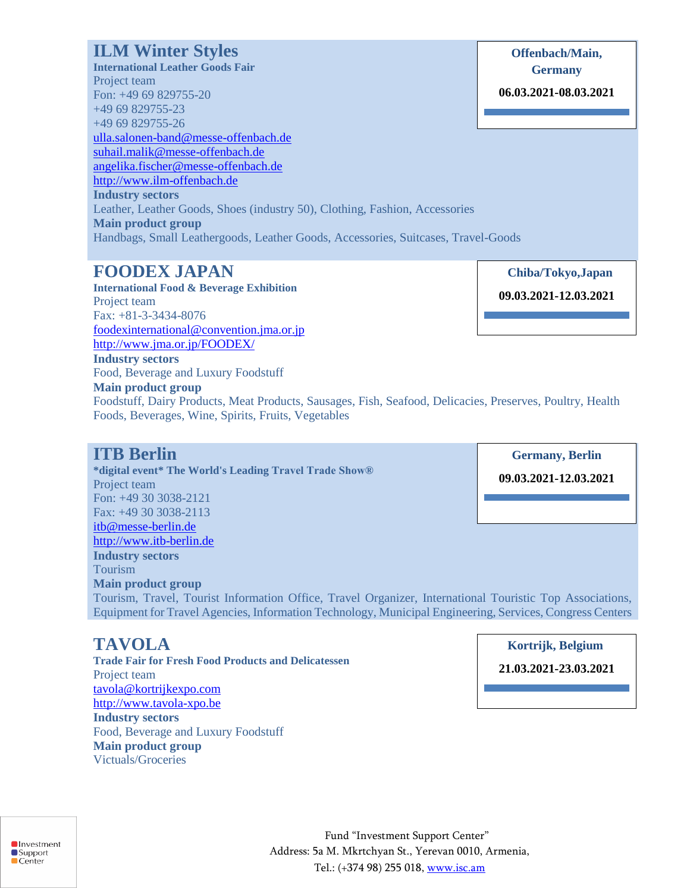## ILM Winter Styles

**International Leather Goods Fair**

Project team
Fon: +49 69 829755-20
+49 69 829755-23
+49 69 829755-26
ulla.salonen-band@messe-offenbach.de
suhail.malik@messe-offenbach.de
angelika.fischer@messe-offenbach.de
http://www.ilm-offenbach.de

**Industry sectors**

Leather, Leather Goods, Shoes (industry 50), Clothing, Fashion, Accessories

**Main product group**

Handbags, Small Leathergoods, Leather Goods, Accessories, Suitcases, Travel-Goods

**Offenbach/Main, Germany**

**06.03.2021-08.03.2021**

## FOODEX JAPAN

**International Food & Beverage Exhibition**

Project team
Fax: +81-3-3434-8076
foodexinternational@convention.jma.or.jp
http://www.jma.or.jp/FOODEX/

**Industry sectors**

Food, Beverage and Luxury Foodstuff

**Main product group**

Foodstuff, Dairy Products, Meat Products, Sausages, Fish, Seafood, Delicacies, Preserves, Poultry, Health Foods, Beverages, Wine, Spirits, Fruits, Vegetables

**Chiba/Tokyo,Japan**

**09.03.2021-12.03.2021**

## ITB Berlin

**\*digital event\* The World's Leading Travel Trade Show®**

Project team
Fon: +49 30 3038-2121
Fax: +49 30 3038-2113
itb@messe-berlin.de
http://www.itb-berlin.de

**Industry sectors**

Tourism

**Main product group**

Tourism, Travel, Tourist Information Office, Travel Organizer, International Touristic Top Associations, Equipment for Travel Agencies, Information Technology, Municipal Engineering, Services, Congress Centers

**Germany, Berlin**

**09.03.2021-12.03.2021**

## TAVOLA

**Trade Fair for Fresh Food Products and Delicatessen**

Project team
tavola@kortrijkexpo.com
http://www.tavola-xpo.be

**Industry sectors**

Food, Beverage and Luxury Foodstuff

**Main product group**

Victuals/Groceries

**Kortrijk, Belgium**

**21.03.2021-23.03.2021**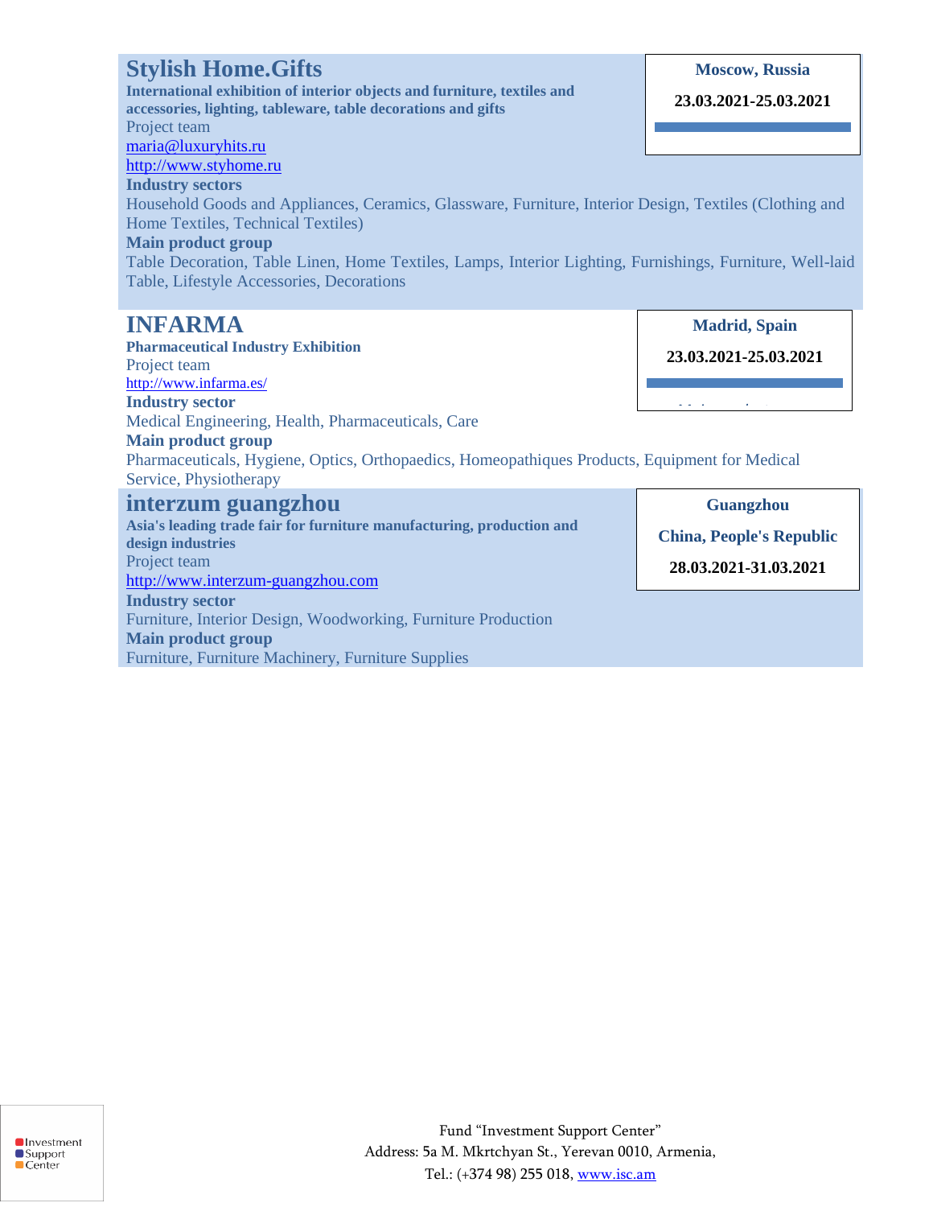## Stylish Home.Gifts

**Moscow, Russia**

**23.03.2021-25.03.2021**

**International exhibition of interior objects and furniture, textiles and accessories, lighting, tableware, table decorations and gifts**

Project team

maria@luxuryhits.ru

http://www.styhome.ru

**Industry sectors**

Household Goods and Appliances, Ceramics, Glassware, Furniture, Interior Design, Textiles (Clothing and Home Textiles, Technical Textiles)

**Main product group**

Table Decoration, Table Linen, Home Textiles, Lamps, Interior Lighting, Furnishings, Furniture, Well-laid Table, Lifestyle Accessories, Decorations

## INFARMA

**Madrid, Spain**

**23.03.2021-25.03.2021**

**Pharmaceutical Industry Exhibition**

Project team

http://www.infarma.es/

**Industry sector**

Medical Engineering, Health, Pharmaceuticals, Care

**Main product group**

Pharmaceuticals, Hygiene, Optics, Orthopaedics, Homeopathiques Products, Equipment for Medical Service, Physiotherapy

## interzum guangzhou

**Guangzhou**

**China, People's Republic**

**28.03.2021-31.03.2021**

**Asia's leading trade fair for furniture manufacturing, production and design industries**

Project team

http://www.interzum-guangzhou.com

**Industry sector**

Furniture, Interior Design, Woodworking, Furniture Production

**Main product group**

Furniture, Furniture Machinery, Furniture Supplies

Investment Support Center

Fund "Investment Support Center"
Address: 5a M. Mkrtchyan St., Yerevan 0010, Armenia,
Tel.: (+374 98) 255 018, www.isc.am